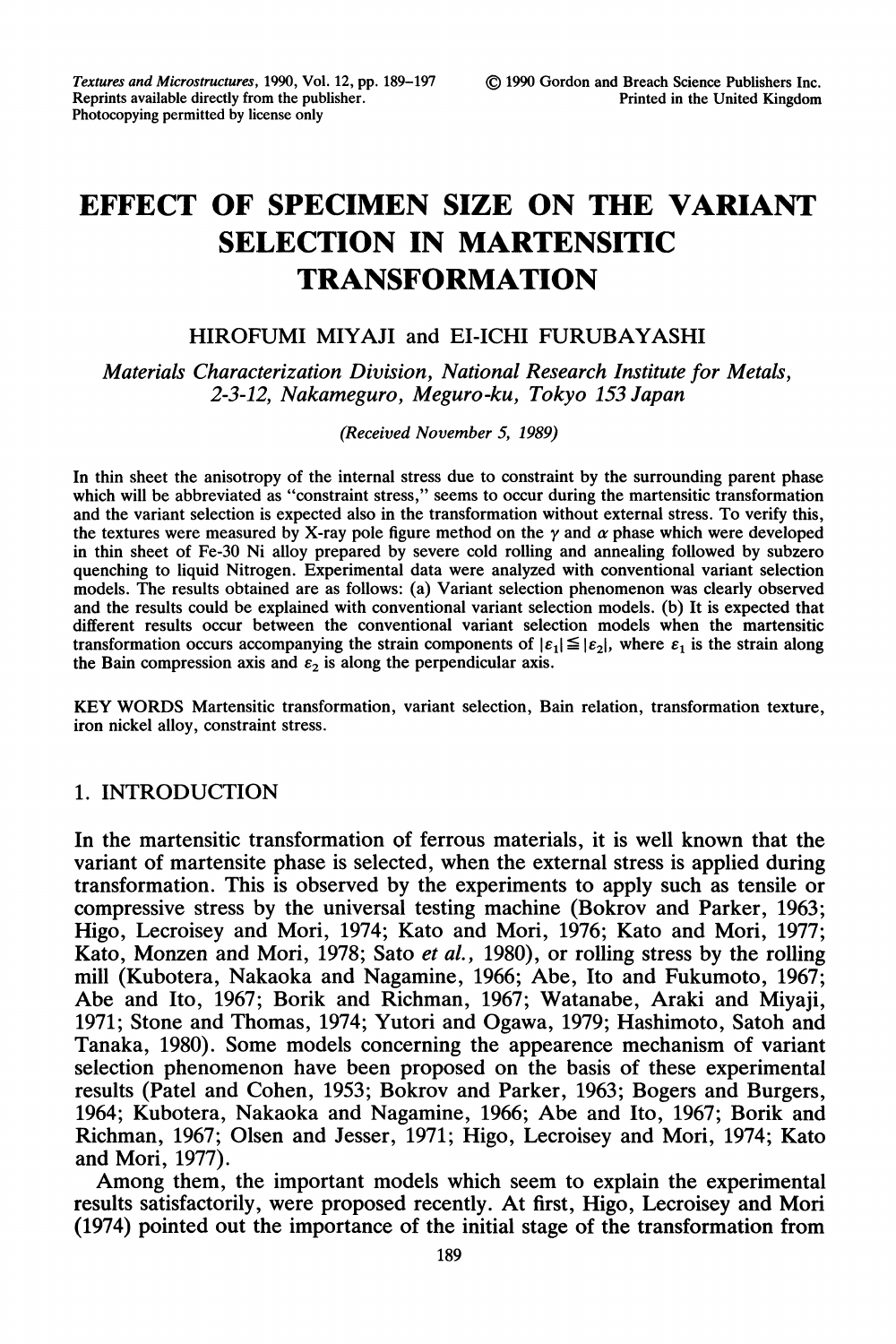# EFFECT OF SPECIMEN SIZE ON THE VARIANT SELECTION IN MARTENSITIC TRANSFORMATION

HIROFUMI MIYAJI and EI-ICHI FURUBAYASHI

*Materials Characterization Division, National Research Institute for Metals, 2-3-12, Nakameguro, Meguro-ku, Tokyo 153 Japan*

*(Received November 5, 1989)*

In thin sheet the anisotropy of the internal stress due to constraint by the surrounding parent phase which will be abbreviated as "constraint stress," seems to occur during the martensitic transformation and the variant selection is expected also in the transformation without external stress. To verify this, the textures were measured by X-ray pole figure method on the $\gamma$ and $\alpha$ phase which were developed in thin sheet of Fe-30 Ni alloy prepared by severe cold rolling and annealing followed by subzero quenching to liquid Nitrogen. Experimental data were analyzed with conventional variant selection models. The results obtained are as follows: (a) Variant selection phenomenon was clearly observed and the results could be explained with conventional variant selection models. (b) It is expected that different results occur between the conventional variant selection models when the martensitic transformation occurs accompanying the strain components of $|\varepsilon_1| \leqq |\varepsilon_2|$, where $\varepsilon_1$ is the strain along the Bain compression axis and $\varepsilon_2$ is along the perpendicular axis.

KEY WORDS Martensitic transformation, variant selection, Bain relation, transformation texture, iron nickel alloy, constraint stress.

## 1. INTRODUCTION

In the martensitic transformation of ferrous materials, it is well known that the variant of martensite phase is selected, when the external stress is applied during transformation. This is observed by the experiments to apply such as tensile or compressive stress by the universal testing machine (Bokrov and Parker, 1963; Higo, Lecroisey and Mori, 1974; Kato and Mori, 1976; Kato and Mori, 1977; Kato, Monzen and Mori, 1978; Sato *et al.*, 1980), or rolling stress by the rolling mill (Kubotera, Nakaoka and Nagamine, 1966; Abe, Ito and Fukumoto, 1967; Abe and Ito, 1967; Borik and Richman, 1967; Watanabe, Araki and Miyaji, 1971; Stone and Thomas, 1974; Yutori and Ogawa, 1979; Hashimoto, Satoh and Tanaka, 1980). Some models concerning the appearence mechanism of variant selection phenomenon have been proposed on the basis of these experimental results (Patel and Cohen, 1953; Bokrov and Parker, 1963; Bogers and Burgers, 1964; Kubotera, Nakaoka and Nagamine, 1966; Abe and Ito, 1967; Borik and Richman, 1967; Olsen and Jesser, 1971; Higo, Lecroisey and Mori, 1974; Kato and Mori, 1977).

Among them, the important models which seem to explain the experimental results satisfactorily, were proposed recently. At first, Higo, Lecroisey and Mori (1974) pointed out the importance of the initial stage of the transformation from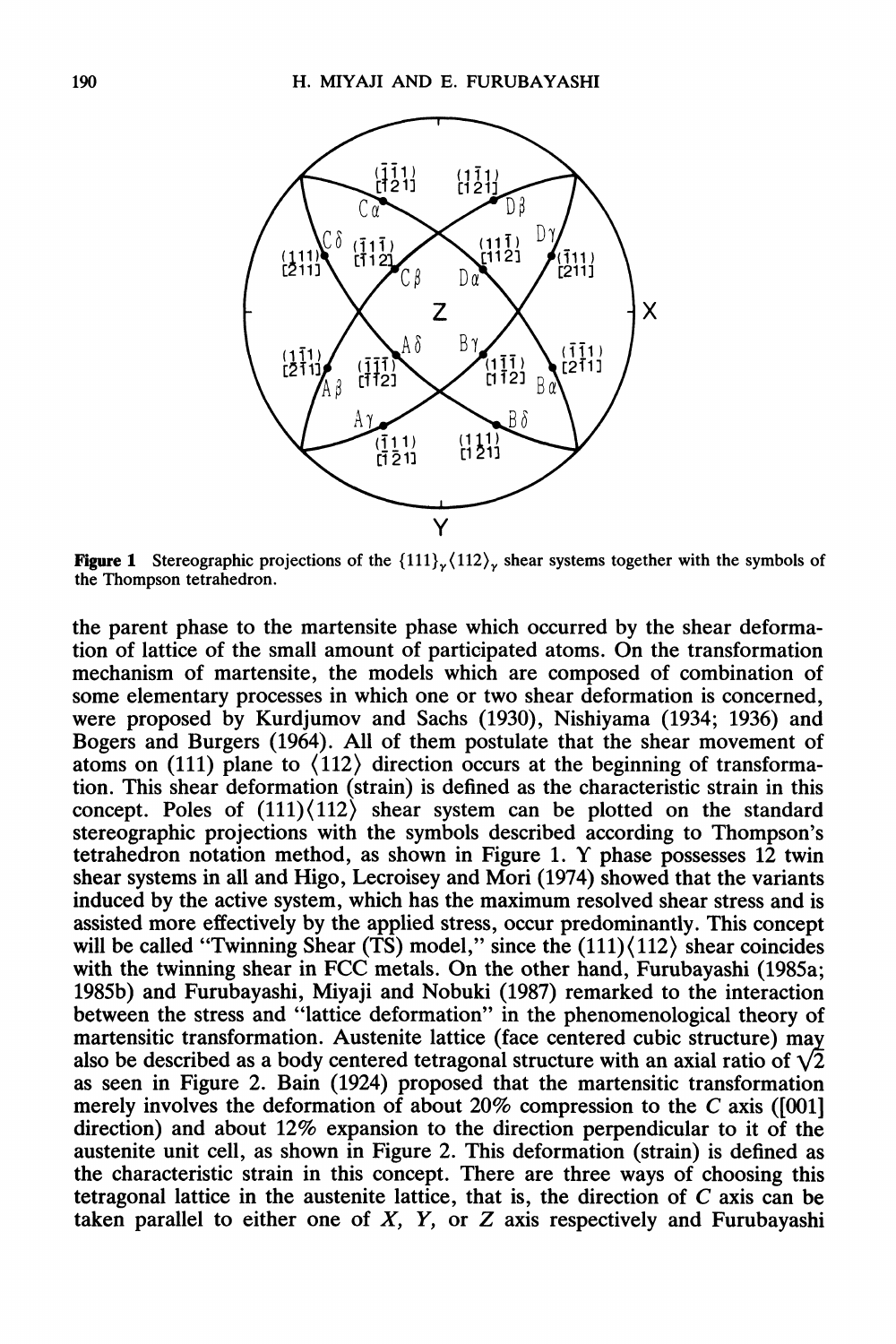**Figure 1** Stereographic projections of the $\{111\}_\gamma\langle 112\rangle_\gamma$ shear systems together with the symbols of the Thompson tetrahedron.

the parent phase to the martensite phase which occurred by the shear deformation of lattice of the small amount of participated atoms. On the transformation mechanism of martensite, the models which are composed of combination of some elementary processes in which one or two shear deformation is concerned, were proposed by Kurdjumov and Sachs (1930), Nishiyama (1934; 1936) and Bogers and Burgers (1964). All of them postulate that the shear movement of atoms on (111) plane to $\langle 112\rangle$ direction occurs at the beginning of transformation. This shear deformation (strain) is defined as the characteristic strain in this concept. Poles of $(111)\langle 112\rangle$ shear system can be plotted on the standard stereographic projections with the symbols described according to Thompson's tetrahedron notation method, as shown in Figure 1. Y phase possesses 12 twin shear systems in all and Higo, Lecroisey and Mori (1974) showed that the variants induced by the active system, which has the maximum resolved shear stress and is assisted more effectively by the applied stress, occur predominantly. This concept will be called "Twinning Shear (TS) model," since the $(111)\langle 112\rangle$ shear coincides with the twinning shear in FCC metals. On the other hand, Furubayashi (1985a; 1985b) and Furubayashi, Miyaji and Nobuki (1987) remarked to the interaction between the stress and "lattice deformation" in the phenomenological theory of martensitic transformation. Austenite lattice (face centered cubic structure) may also be described as a body centered tetragonal structure with an axial ratio of $\sqrt{2}$ as seen in Figure 2. Bain (1924) proposed that the martensitic transformation merely involves the deformation of about 20% compression to the *C* axis ([001] direction) and about 12% expansion to the direction perpendicular to it of the austenite unit cell, as shown in Figure 2. This deformation (strain) is defined as the characteristic strain in this concept. There are three ways of choosing this tetragonal lattice in the austenite lattice, that is, the direction of *C* axis can be taken parallel to either one of *X*, *Y*, or *Z* axis respectively and Furubayashi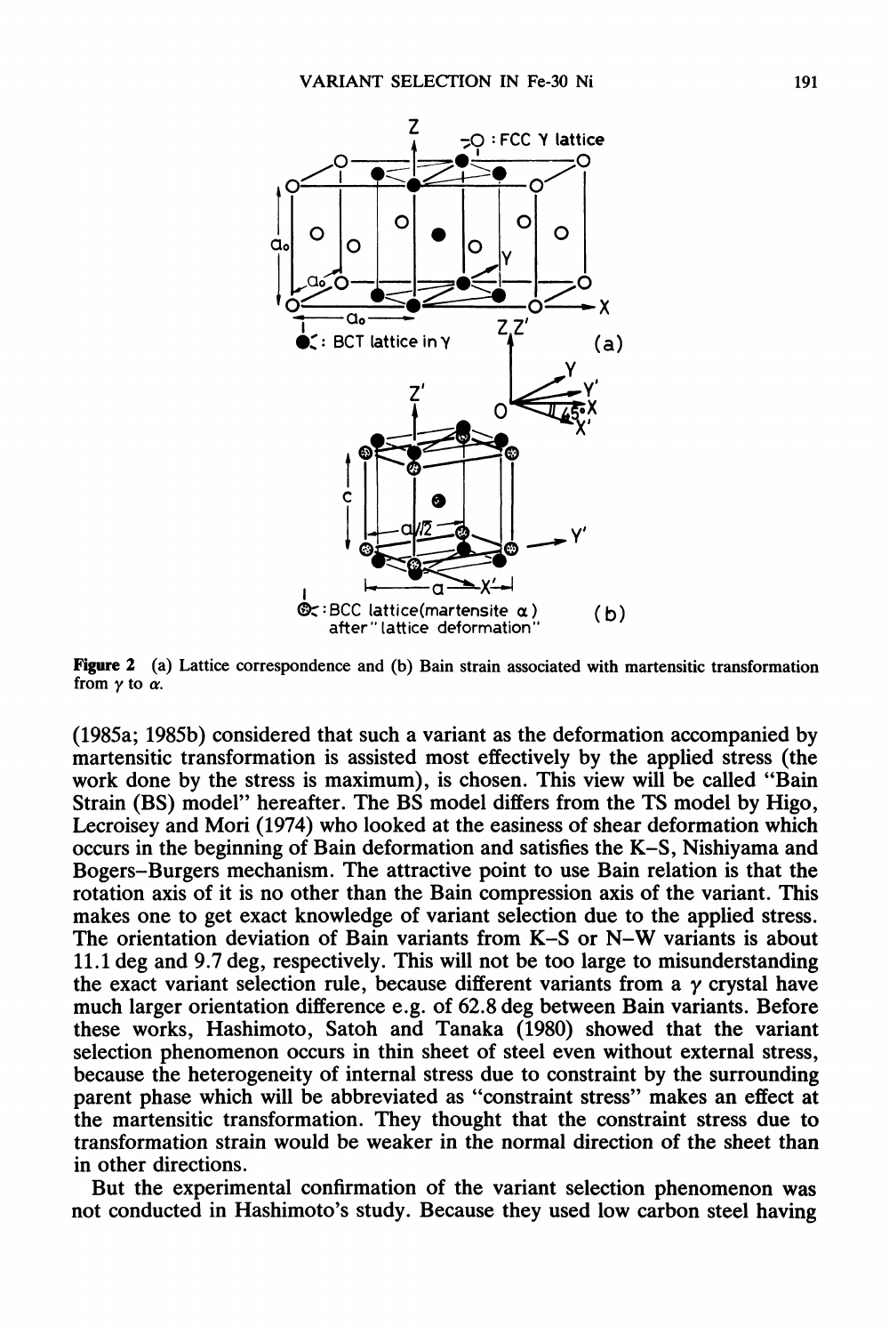**Figure 2** (a) Lattice correspondence and (b) Bain strain associated with martensitic transformation from $\gamma$ to $\alpha$.

(1985a; 1985b) considered that such a variant as the deformation accompanied by martensitic transformation is assisted most effectively by the applied stress (the work done by the stress is maximum), is chosen. This view will be called "Bain Strain (BS) model" hereafter. The BS model differs from the TS model by Higo, Lecroisey and Mori (1974) who looked at the easiness of shear deformation which occurs in the beginning of Bain deformation and satisfies the K–S, Nishiyama and Bogers–Burgers mechanism. The attractive point to use Bain relation is that the rotation axis of it is no other than the Bain compression axis of the variant. This makes one to get exact knowledge of variant selection due to the applied stress. The orientation deviation of Bain variants from K–S or N–W variants is about 11.1 deg and 9.7 deg, respectively. This will not be too large to misunderstanding the exact variant selection rule, because different variants from a $\gamma$ crystal have much larger orientation difference e.g. of 62.8 deg between Bain variants. Before these works, Hashimoto, Satoh and Tanaka (1980) showed that the variant selection phenomenon occurs in thin sheet of steel even without external stress, because the heterogeneity of internal stress due to constraint by the surrounding parent phase which will be abbreviated as "constraint stress" makes an effect at the martensitic transformation. They thought that the constraint stress due to transformation strain would be weaker in the normal direction of the sheet than in other directions.

But the experimental confirmation of the variant selection phenomenon was not conducted in Hashimoto's study. Because they used low carbon steel having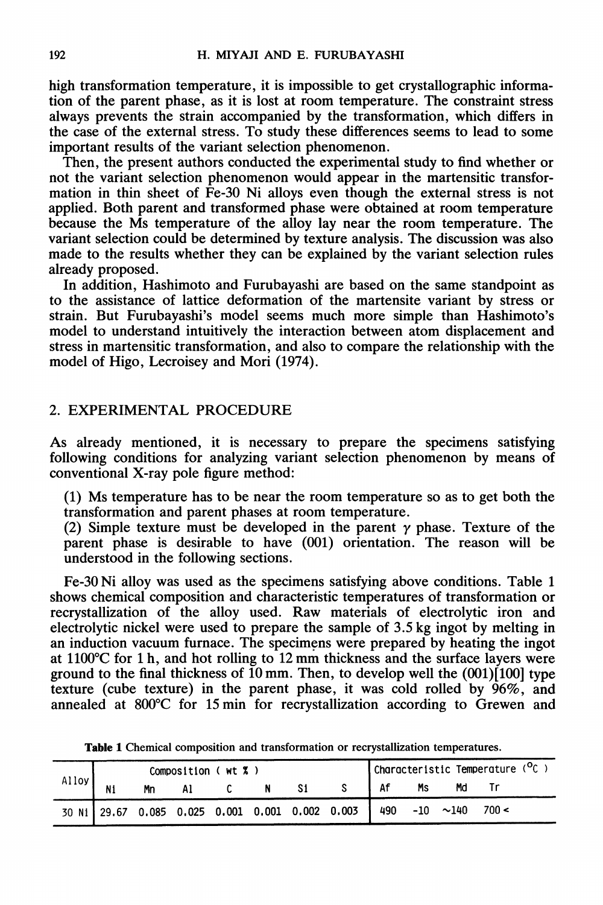high transformation temperature, it is impossible to get crystallographic information of the parent phase, as it is lost at room temperature. The constraint stress always prevents the strain accompanied by the transformation, which differs in the case of the external stress. To study these differences seems to lead to some important results of the variant selection phenomenon.

Then, the present authors conducted the experimental study to find whether or not the variant selection phenomenon would appear in the martensitic transformation in thin sheet of Fe-30 Ni alloys even though the external stress is not applied. Both parent and transformed phase were obtained at room temperature because the Ms temperature of the alloy lay near the room temperature. The variant selection could be determined by texture analysis. The discussion was also made to the results whether they can be explained by the variant selection rules already proposed.

In addition, Hashimoto and Furubayashi are based on the same standpoint as to the assistance of lattice deformation of the martensite variant by stress or strain. But Furubayashi's model seems much more simple than Hashimoto's model to understand intuitively the interaction between atom displacement and stress in martensitic transformation, and also to compare the relationship with the model of Higo, Lecroisey and Mori (1974).

## 2. EXPERIMENTAL PROCEDURE

As already mentioned, it is necessary to prepare the specimens satisfying following conditions for analyzing variant selection phenomenon by means of conventional X-ray pole figure method:

(1) Ms temperature has to be near the room temperature so as to get both the transformation and parent phases at room temperature.

(2) Simple texture must be developed in the parent $\gamma$ phase. Texture of the parent phase is desirable to have (001) orientation. The reason will be understood in the following sections.

Fe-30 Ni alloy was used as the specimens satisfying above conditions. Table 1 shows chemical composition and characteristic temperatures of transformation or recrystallization of the alloy used. Raw materials of electrolytic iron and electrolytic nickel were used to prepare the sample of 3.5 kg ingot by melting in an induction vacuum furnace. The specimens were prepared by heating the ingot at 1100°C for 1 h, and hot rolling to 12 mm thickness and the surface layers were ground to the final thickness of 10 mm. Then, to develop well the (001)[100] type texture (cube texture) in the parent phase, it was cold rolled by 96%, and annealed at 800°C for 15 min for recrystallization according to Grewen and

**Table 1** Chemical composition and transformation or recrystallization temperatures.

| Alloy | Composition ( wt % ) | | | | | | | Characteristic Temperature (°C ) | | | |
|---|---|---|---|---|---|---|---|---|---|---|---|
| | Ni | Mn | Al | C | N | Si | S | Af | Ms | Md | Tr |
| 30 Ni | 29.67 | 0.085 | 0.025 | 0.001 | 0.001 | 0.002 | 0.003 | 490 | -10 | ~140 | 700 < |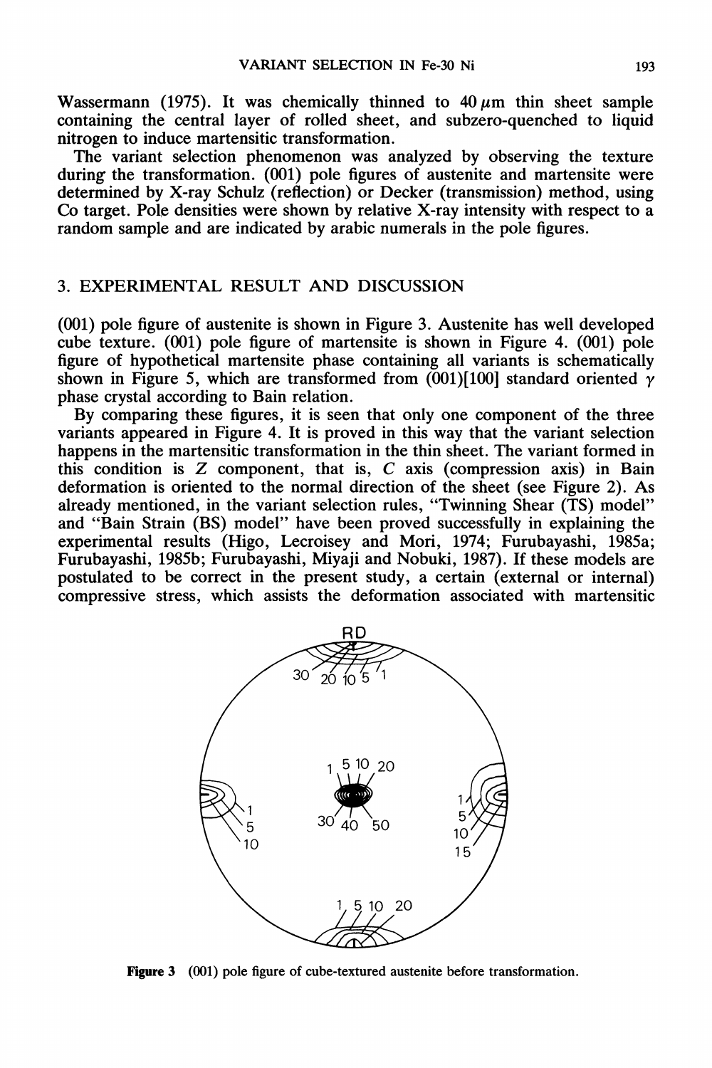Wassermann (1975). It was chemically thinned to 40 $\mu$m thin sheet sample containing the central layer of rolled sheet, and subzero-quenched to liquid nitrogen to induce martensitic transformation.

The variant selection phenomenon was analyzed by observing the texture during the transformation. (001) pole figures of austenite and martensite were determined by X-ray Schulz (reflection) or Decker (transmission) method, using Co target. Pole densities were shown by relative X-ray intensity with respect to a random sample and are indicated by arabic numerals in the pole figures.

## 3. EXPERIMENTAL RESULT AND DISCUSSION

(001) pole figure of austenite is shown in Figure 3. Austenite has well developed cube texture. (001) pole figure of martensite is shown in Figure 4. (001) pole figure of hypothetical martensite phase containing all variants is schematically shown in Figure 5, which are transformed from (001)[100] standard oriented $\gamma$ phase crystal according to Bain relation.

By comparing these figures, it is seen that only one component of the three variants appeared in Figure 4. It is proved in this way that the variant selection happens in the martensitic transformation in the thin sheet. The variant formed in this condition is *Z* component, that is, *C* axis (compression axis) in Bain deformation is oriented to the normal direction of the sheet (see Figure 2). As already mentioned, in the variant selection rules, "Twinning Shear (TS) model" and "Bain Strain (BS) model" have been proved successfully in explaining the experimental results (Higo, Lecroisey and Mori, 1974; Furubayashi, 1985a; Furubayashi, 1985b; Furubayashi, Miyaji and Nobuki, 1987). If these models are postulated to be correct in the present study, a certain (external or internal) compressive stress, which assists the deformation associated with martensitic

**Figure 3** (001) pole figure of cube-textured austenite before transformation.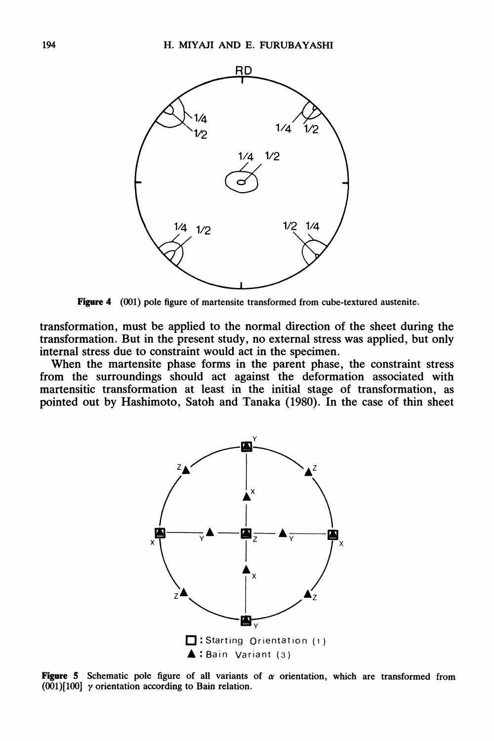Figure 4 (001) pole figure of martensite transformed from cube-textured austenite.

transformation, must be applied to the normal direction of the sheet during the transformation. But in the present study, no external stress was applied, but only internal stress due to constraint would act in the specimen.

When the martensite phase forms in the parent phase, the constraint stress from the surroundings should act against the deformation associated with martensitic transformation at least in the initial stage of transformation, as pointed out by Hashimoto, Satoh and Tanaka (1980). In the case of thin sheet

Figure 5 Schematic pole figure of all variants of $\alpha$ orientation, which are transformed from (001)[100] $\gamma$ orientation according to Bain relation.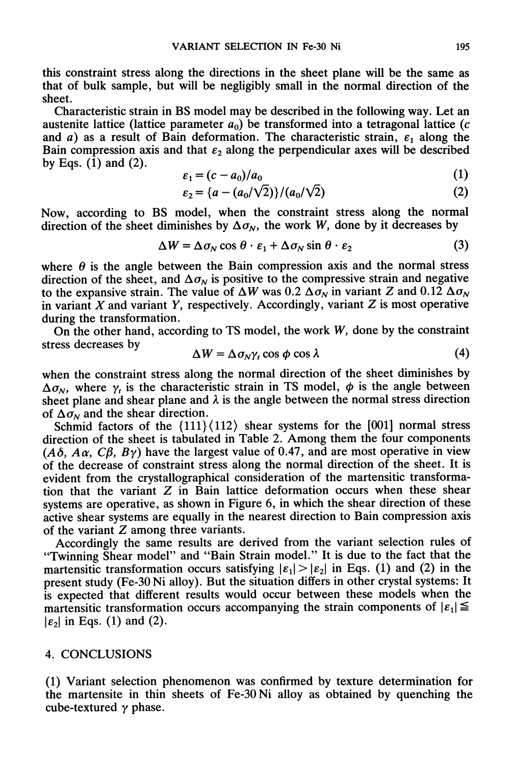this constraint stress along the directions in the sheet plane will be the same as that of bulk sample, but will be negligibly small in the normal direction of the sheet.

Characteristic strain in BS model may be described in the following way. Let an austenite lattice (lattice parameter $a_0$) be transformed into a tetragonal lattice ($c$ and $a$) as a result of Bain deformation. The characteristic strain, $\varepsilon_1$ along the Bain compression axis and that $\varepsilon_2$ along the perpendicular axes will be described by Eqs. (1) and (2).

$$\varepsilon_1 = (c - a_0)/a_0 \tag{1}$$

$$\varepsilon_2 = \{a - (a_0/\sqrt{2})\}/(a_0/\sqrt{2}) \tag{2}$$

Now, according to BS model, when the constraint stress along the normal direction of the sheet diminishes by $\Delta\sigma_N$, the work $W$, done by it decreases by

$$\Delta W = \Delta\sigma_N \cos\theta \cdot \varepsilon_1 + \Delta\sigma_N \sin\theta \cdot \varepsilon_2 \tag{3}$$

where $\theta$ is the angle between the Bain compression axis and the normal stress direction of the sheet, and $\Delta\sigma_N$ is positive to the compressive strain and negative to the expansive strain. The value of $\Delta W$ was $0.2\ \Delta\sigma_N$ in variant $Z$ and $0.12\ \Delta\sigma_N$ in variant $X$ and variant $Y$, respectively. Accordingly, variant $Z$ is most operative during the transformation.

On the other hand, according to TS model, the work $W$, done by the constraint stress decreases by

$$\Delta W = \Delta\sigma_N \gamma_t \cos\phi \cos\lambda \tag{4}$$

when the constraint stress along the normal direction of the sheet diminishes by $\Delta\sigma_N$, where $\gamma_t$ is the characteristic strain in TS model, $\phi$ is the angle between sheet plane and shear plane and $\lambda$ is the angle between the normal stress direction of $\Delta\sigma_N$ and the shear direction.

Schmid factors of the $\{111\}\langle 112\rangle$ shear systems for the [001] normal stress direction of the sheet is tabulated in Table 2. Among them the four components ($A\delta$, $A\alpha$, $C\beta$, $B\gamma$) have the largest value of 0.47, and are most operative in view of the decrease of constraint stress along the normal direction of the sheet. It is evident from the crystallographical consideration of the martensitic transformation that the variant $Z$ in Bain lattice deformation occurs when these shear systems are operative, as shown in Figure 6, in which the shear direction of these active shear systems are equally in the nearest direction to Bain compression axis of the variant $Z$ among three variants.

Accordingly the same results are derived from the variant selection rules of "Twinning Shear model" and "Bain Strain model." It is due to the fact that the martensitic transformation occurs satisfying $|\varepsilon_1| > |\varepsilon_2|$ in Eqs. (1) and (2) in the present study (Fe-30 Ni alloy). But the situation differs in other crystal systems: It is expected that different results would occur between these models when the martensitic transformation occurs accompanying the strain components of $|\varepsilon_1| \leqq |\varepsilon_2|$ in Eqs. (1) and (2).

## 4. CONCLUSIONS

(1) Variant selection phenomenon was confirmed by texture determination for the martensite in thin sheets of Fe-30 Ni alloy as obtained by quenching the cube-textured $\gamma$ phase.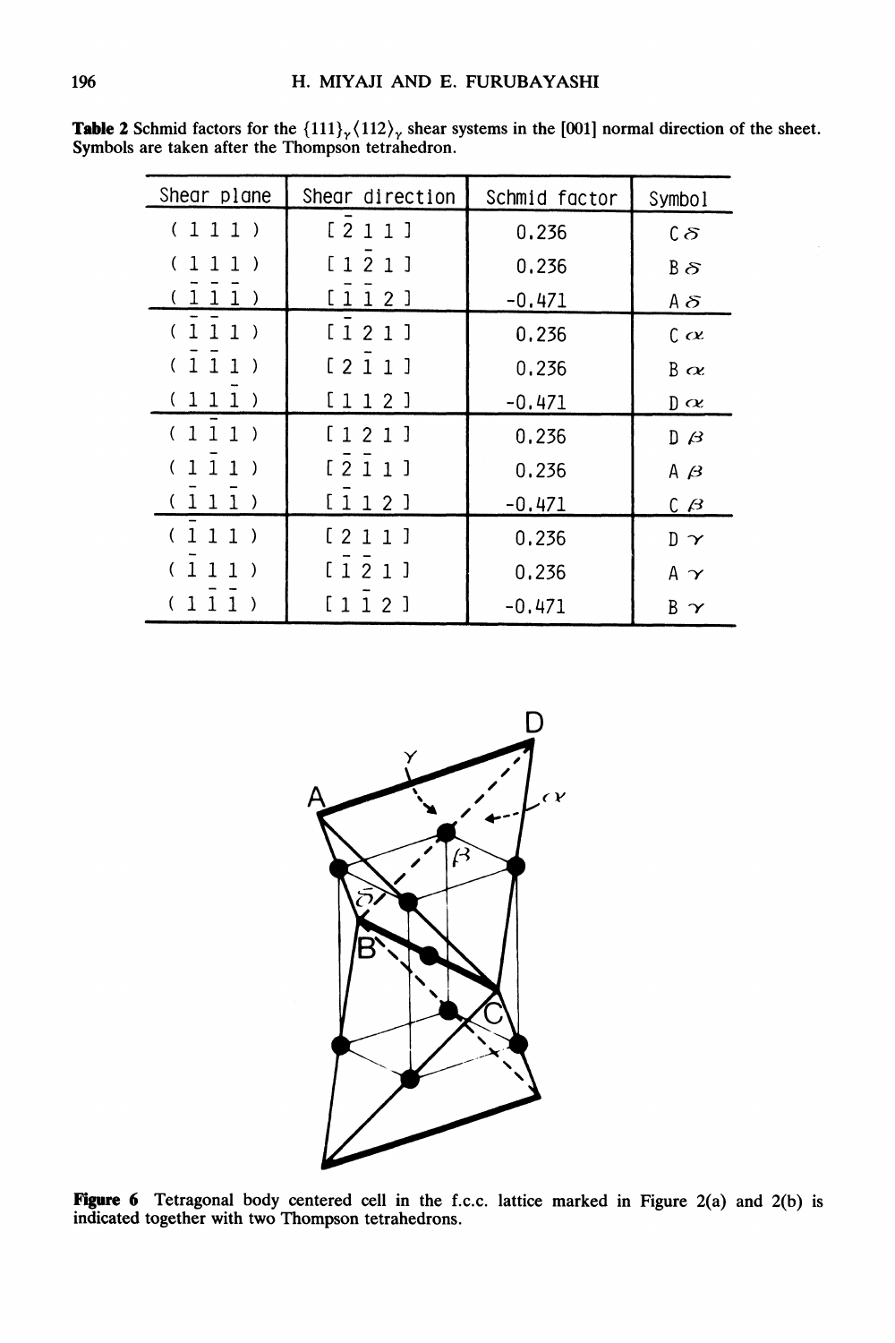**Table 2** Schmid factors for the $\{111\}_\gamma\langle 112\rangle_\gamma$ shear systems in the [001] normal direction of the sheet. Symbols are taken after the Thompson tetrahedron.

| Shear plane | Shear direction | Schmid factor | Symbol |
|---|---|---|---|
| $(1\,1\,1)$ | $[\bar{2}\,1\,1]$ | 0.236 | $C\delta$ |
| $(1\,1\,1)$ | $[1\,\bar{2}\,1]$ | 0.236 | $B\delta$ |
| $(\bar{1}\,\bar{1}\,\bar{1})$ | $[\bar{1}\,\bar{1}\,2]$ | -0.471 | $A\delta$ |
| $(\bar{1}\,\bar{1}\,1)$ | $[\bar{1}\,2\,1]$ | 0.236 | $C\alpha$ |
| $(\bar{1}\,\bar{1}\,1)$ | $[2\,\bar{1}\,1]$ | 0.236 | $B\alpha$ |
| $(1\,1\,\bar{1})$ | $[1\,1\,2]$ | -0.471 | $D\alpha$ |
| $(1\,\bar{1}\,1)$ | $[1\,2\,1]$ | 0.236 | $D\beta$ |
| $(1\,\bar{1}\,1)$ | $[\bar{2}\,\bar{1}\,1]$ | 0.236 | $A\beta$ |
| $(\bar{1}\,1\,\bar{1})$ | $[\bar{1}\,1\,2]$ | -0.471 | $C\beta$ |
| $(\bar{1}\,1\,1)$ | $[2\,1\,1]$ | 0.236 | $D\gamma$ |
| $(\bar{1}\,1\,1)$ | $[\bar{1}\,\bar{2}\,1]$ | 0.236 | $A\gamma$ |
| $(1\,\bar{1}\,\bar{1})$ | $[1\,\bar{1}\,2]$ | -0.471 | $B\gamma$ |

**Figure 6** Tetragonal body centered cell in the f.c.c. lattice marked in Figure 2(a) and 2(b) is indicated together with two Thompson tetrahedrons.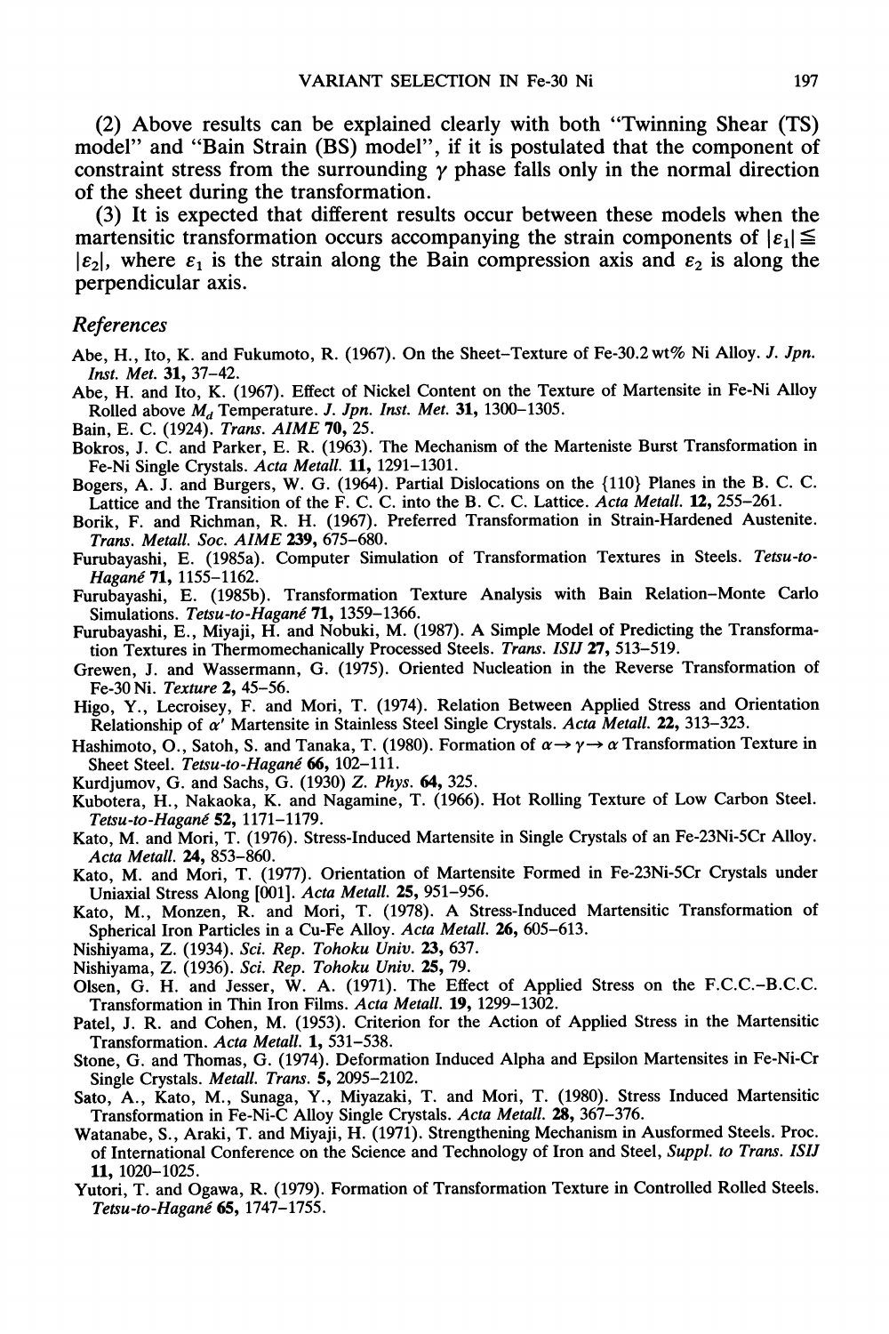(2) Above results can be explained clearly with both "Twinning Shear (TS) model" and "Bain Strain (BS) model", if it is postulated that the component of constraint stress from the surrounding $\gamma$ phase falls only in the normal direction of the sheet during the transformation.

(3) It is expected that different results occur between these models when the martensitic transformation occurs accompanying the strain components of $|\varepsilon_1| \leqq |\varepsilon_2|$, where $\varepsilon_1$ is the strain along the Bain compression axis and $\varepsilon_2$ is along the perpendicular axis.

## References

Abe, H., Ito, K. and Fukumoto, R. (1967). On the Sheet–Texture of Fe-30.2 wt% Ni Alloy. *J. Jpn. Inst. Met.* **31**, 37–42.

Abe, H. and Ito, K. (1967). Effect of Nickel Content on the Texture of Martensite in Fe-Ni Alloy Rolled above $M_d$ Temperature. *J. Jpn. Inst. Met.* **31**, 1300–1305.

Bain, E. C. (1924). *Trans. AIME* **70**, 25.

Bokros, J. C. and Parker, E. R. (1963). The Mechanism of the Marteniste Burst Transformation in Fe-Ni Single Crystals. *Acta Metall.* **11**, 1291–1301.

Bogers, A. J. and Burgers, W. G. (1964). Partial Dislocations on the {110} Planes in the B. C. C. Lattice and the Transition of the F. C. C. into the B. C. C. Lattice. *Acta Metall.* **12**, 255–261.

Borik, F. and Richman, R. H. (1967). Preferred Transformation in Strain-Hardened Austenite. *Trans. Metall. Soc. AIME* **239**, 675–680.

Furubayashi, E. (1985a). Computer Simulation of Transformation Textures in Steels. *Tetsu-to-Hagané* **71**, 1155–1162.

Furubayashi, E. (1985b). Transformation Texture Analysis with Bain Relation–Monte Carlo Simulations. *Tetsu-to-Hagané* **71**, 1359–1366.

Furubayashi, E., Miyaji, H. and Nobuki, M. (1987). A Simple Model of Predicting the Transformation Textures in Thermomechanically Processed Steels. *Trans. ISIJ* **27**, 513–519.

Grewen, J. and Wassermann, G. (1975). Oriented Nucleation in the Reverse Transformation of Fe-30 Ni. *Texture* **2**, 45–56.

Higo, Y., Lecroisey, F. and Mori, T. (1974). Relation Between Applied Stress and Orientation Relationship of α′ Martensite in Stainless Steel Single Crystals. *Acta Metall.* **22**, 313–323.

Hashimoto, O., Satoh, S. and Tanaka, T. (1980). Formation of $\alpha \rightarrow \gamma \rightarrow \alpha$ Transformation Texture in Sheet Steel. *Tetsu-to-Hagané* **66**, 102–111.

Kurdjumov, G. and Sachs, G. (1930) *Z. Phys.* **64**, 325.

Kubotera, H., Nakaoka, K. and Nagamine, T. (1966). Hot Rolling Texture of Low Carbon Steel. *Tetsu-to-Hagané* **52**, 1171–1179.

Kato, M. and Mori, T. (1976). Stress-Induced Martensite in Single Crystals of an Fe-23Ni-5Cr Alloy. *Acta Metall.* **24**, 853–860.

Kato, M. and Mori, T. (1977). Orientation of Martensite Formed in Fe-23Ni-5Cr Crystals under Uniaxial Stress Along [001]. *Acta Metall.* **25**, 951–956.

Kato, M., Monzen, R. and Mori, T. (1978). A Stress-Induced Martensitic Transformation of Spherical Iron Particles in a Cu-Fe Alloy. *Acta Metall.* **26**, 605–613.

Nishiyama, Z. (1934). *Sci. Rep. Tohoku Univ.* **23**, 637.

Nishiyama, Z. (1936). *Sci. Rep. Tohoku Univ.* **25**, 79.

Olsen, G. H. and Jesser, W. A. (1971). The Effect of Applied Stress on the F.C.C.–B.C.C. Transformation in Thin Iron Films. *Acta Metall.* **19**, 1299–1302.

Patel, J. R. and Cohen, M. (1953). Criterion for the Action of Applied Stress in the Martensitic Transformation. *Acta Metall.* **1**, 531–538.

Stone, G. and Thomas, G. (1974). Deformation Induced Alpha and Epsilon Martensites in Fe-Ni-Cr Single Crystals. *Metall. Trans.* **5**, 2095–2102.

Sato, A., Kato, M., Sunaga, Y., Miyazaki, T. and Mori, T. (1980). Stress Induced Martensitic Transformation in Fe-Ni-C Alloy Single Crystals. *Acta Metall.* **28**, 367–376.

Watanabe, S., Araki, T. and Miyaji, H. (1971). Strengthening Mechanism in Ausformed Steels. Proc. of International Conference on the Science and Technology of Iron and Steel, *Suppl. to Trans. ISIJ* **11**, 1020–1025.

Yutori, T. and Ogawa, R. (1979). Formation of Transformation Texture in Controlled Rolled Steels. *Tetsu-to-Hagané* **65**, 1747–1755.